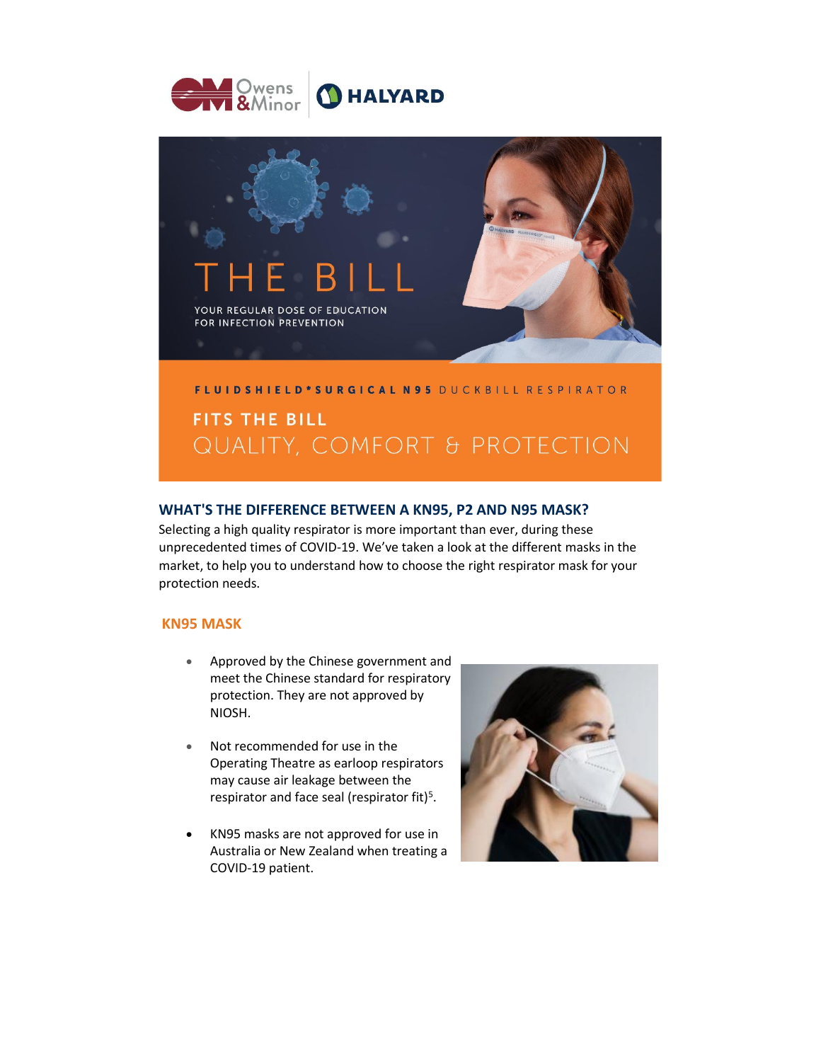Owens & Minor | HALYARD

# THE BILL

YOUR REGULAR DOSE OF EDUCATION FOR INFECTION PREVENTION

**FLUIDSHIELD* SURGICAL N95** DUCKBILL RESPIRATOR

**FITS THE BILL**

QUALITY, COMFORT & PROTECTION

## WHAT'S THE DIFFERENCE BETWEEN A KN95, P2 AND N95 MASK?

Selecting a high quality respirator is more important than ever, during these unprecedented times of COVID-19. We've taken a look at the different masks in the market, to help you to understand how to choose the right respirator mask for your protection needs.

### KN95 MASK

- Approved by the Chinese government and meet the Chinese standard for respiratory protection. They are not approved by NIOSH.
- Not recommended for use in the Operating Theatre as earloop respirators may cause air leakage between the respirator and face seal (respirator fit)[5].
- KN95 masks are not approved for use in Australia or New Zealand when treating a COVID-19 patient.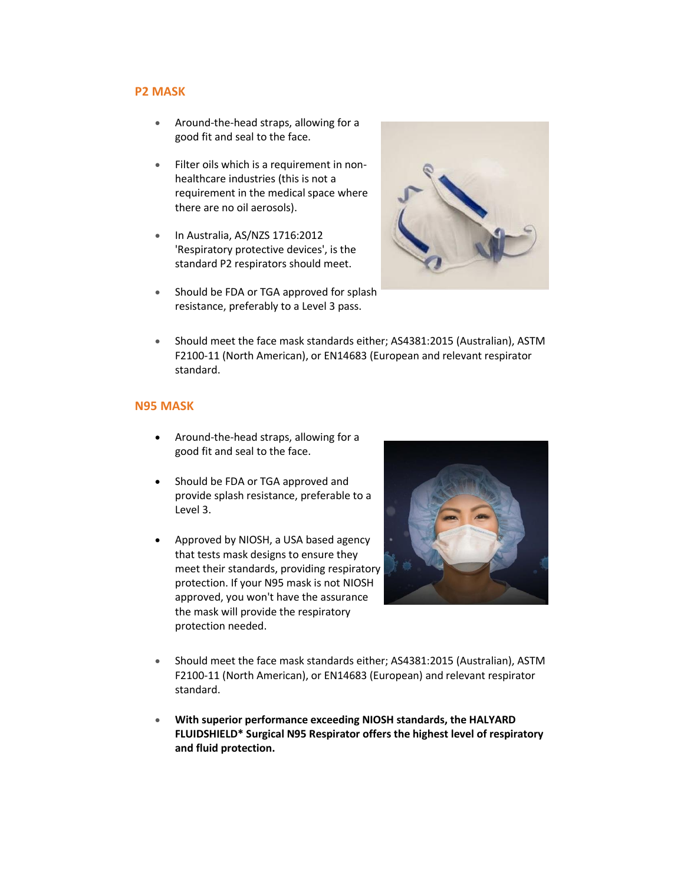## P2 MASK

- Around-the-head straps, allowing for a good fit and seal to the face.
- Filter oils which is a requirement in non-healthcare industries (this is not a requirement in the medical space where there are no oil aerosols).
- In Australia, AS/NZS 1716:2012 'Respiratory protective devices', is the standard P2 respirators should meet.
- Should be FDA or TGA approved for splash resistance, preferably to a Level 3 pass.
- Should meet the face mask standards either; AS4381:2015 (Australian), ASTM F2100-11 (North American), or EN14683 (European and relevant respirator standard.

## N95 MASK

- Around-the-head straps, allowing for a good fit and seal to the face.
- Should be FDA or TGA approved and provide splash resistance, preferable to a Level 3.
- Approved by NIOSH, a USA based agency that tests mask designs to ensure they meet their standards, providing respiratory protection. If your N95 mask is not NIOSH approved, you won't have the assurance the mask will provide the respiratory protection needed.
- Should meet the face mask standards either; AS4381:2015 (Australian), ASTM F2100-11 (North American), or EN14683 (European) and relevant respirator standard.
- **With superior performance exceeding NIOSH standards, the HALYARD FLUIDSHIELD* Surgical N95 Respirator offers the highest level of respiratory and fluid protection.**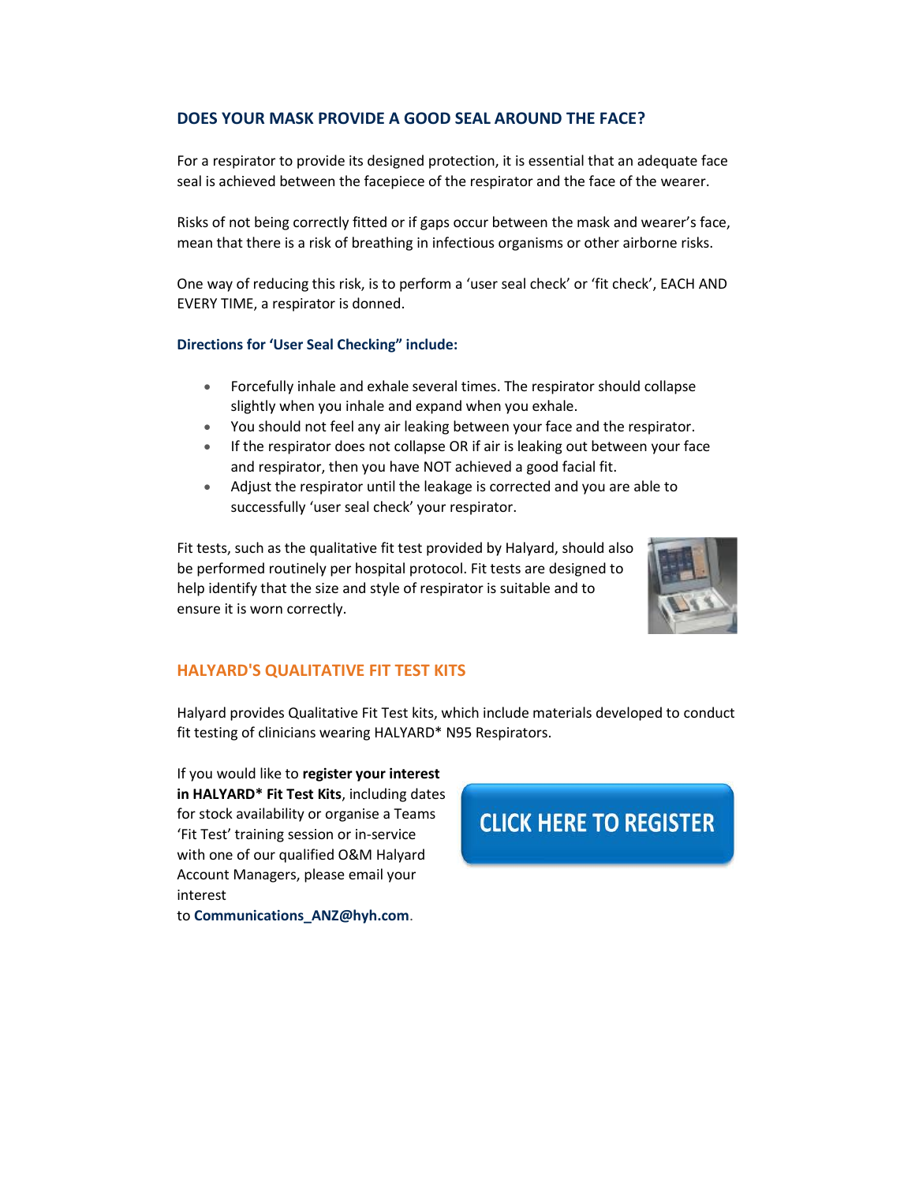## DOES YOUR MASK PROVIDE A GOOD SEAL AROUND THE FACE?

For a respirator to provide its designed protection, it is essential that an adequate face seal is achieved between the facepiece of the respirator and the face of the wearer.

Risks of not being correctly fitted or if gaps occur between the mask and wearer's face, mean that there is a risk of breathing in infectious organisms or other airborne risks.

One way of reducing this risk, is to perform a 'user seal check' or 'fit check', EACH AND EVERY TIME, a respirator is donned.

**Directions for 'User Seal Checking" include:**

- Forcefully inhale and exhale several times. The respirator should collapse slightly when you inhale and expand when you exhale.
- You should not feel any air leaking between your face and the respirator.
- If the respirator does not collapse OR if air is leaking out between your face and respirator, then you have NOT achieved a good facial fit.
- Adjust the respirator until the leakage is corrected and you are able to successfully 'user seal check' your respirator.

Fit tests, such as the qualitative fit test provided by Halyard, should also be performed routinely per hospital protocol. Fit tests are designed to help identify that the size and style of respirator is suitable and to ensure it is worn correctly.

## HALYARD'S QUALITATIVE FIT TEST KITS

Halyard provides Qualitative Fit Test kits, which include materials developed to conduct fit testing of clinicians wearing HALYARD* N95 Respirators.

If you would like to **register your interest in HALYARD* Fit Test Kits**, including dates for stock availability or organise a Teams 'Fit Test' training session or in-service with one of our qualified O&M Halyard Account Managers, please email your interest to **Communications_ANZ@hyh.com**.

CLICK HERE TO REGISTER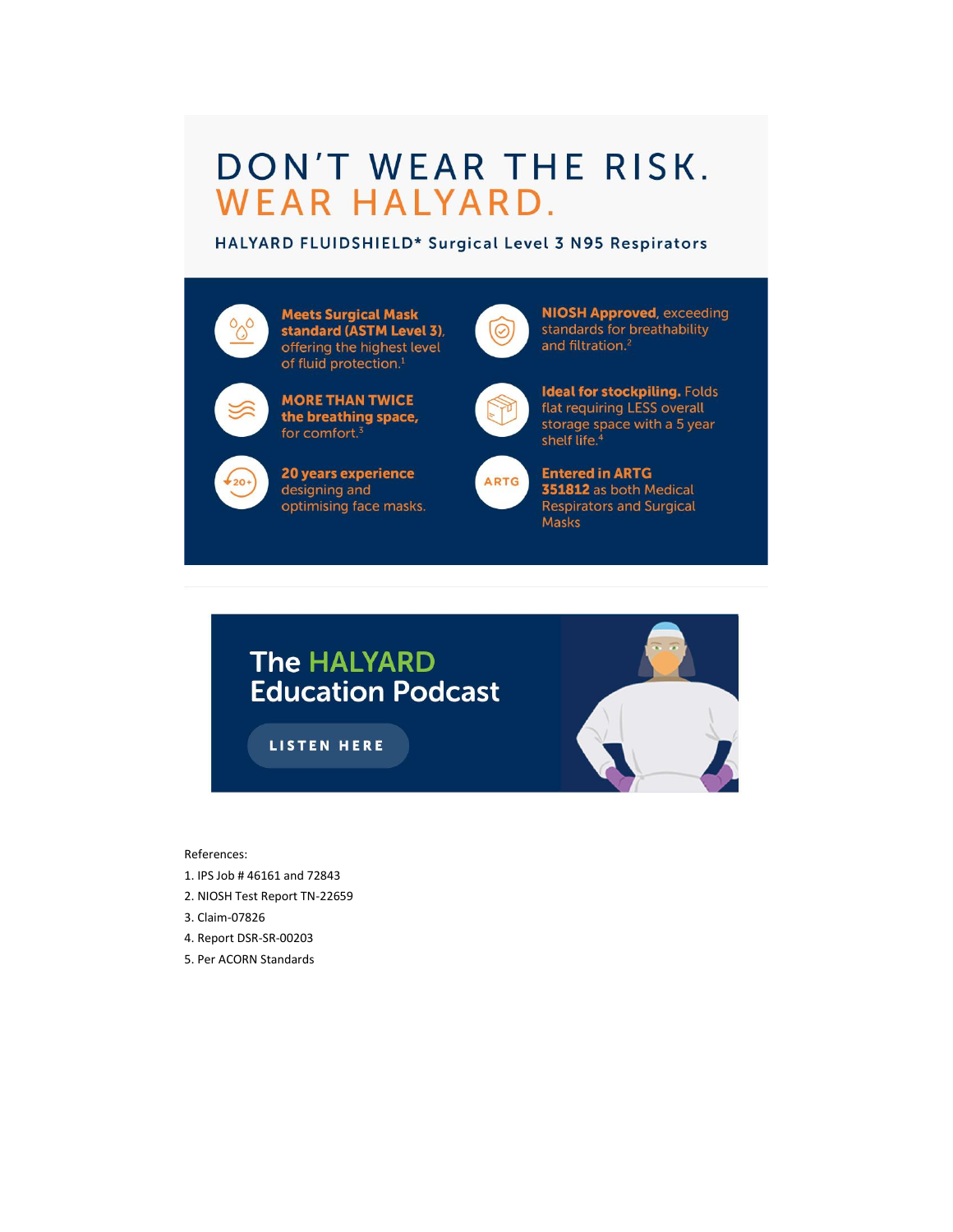# DON'T WEAR THE RISK. WEAR HALYARD.

## HALYARD FLUIDSHIELD* Surgical Level 3 N95 Respirators

**Meets Surgical Mask standard (ASTM Level 3)**, offering the highest level of fluid protection.[1]

**NIOSH Approved**, exceeding standards for breathability and filtration.[2]

**MORE THAN TWICE the breathing space,** for comfort.[3]

**Ideal for stockpiling.** Folds flat requiring LESS overall storage space with a 5 year shelf life.[4]

**20 years experience** designing and optimising face masks.

**Entered in ARTG 351812** as both Medical Respirators and Surgical Masks

## The HALYARD Education Podcast

LISTEN HERE

References:

1. IPS Job # 46161 and 72843
2. NIOSH Test Report TN-22659
3. Claim-07826
4. Report DSR-SR-00203
5. Per ACORN Standards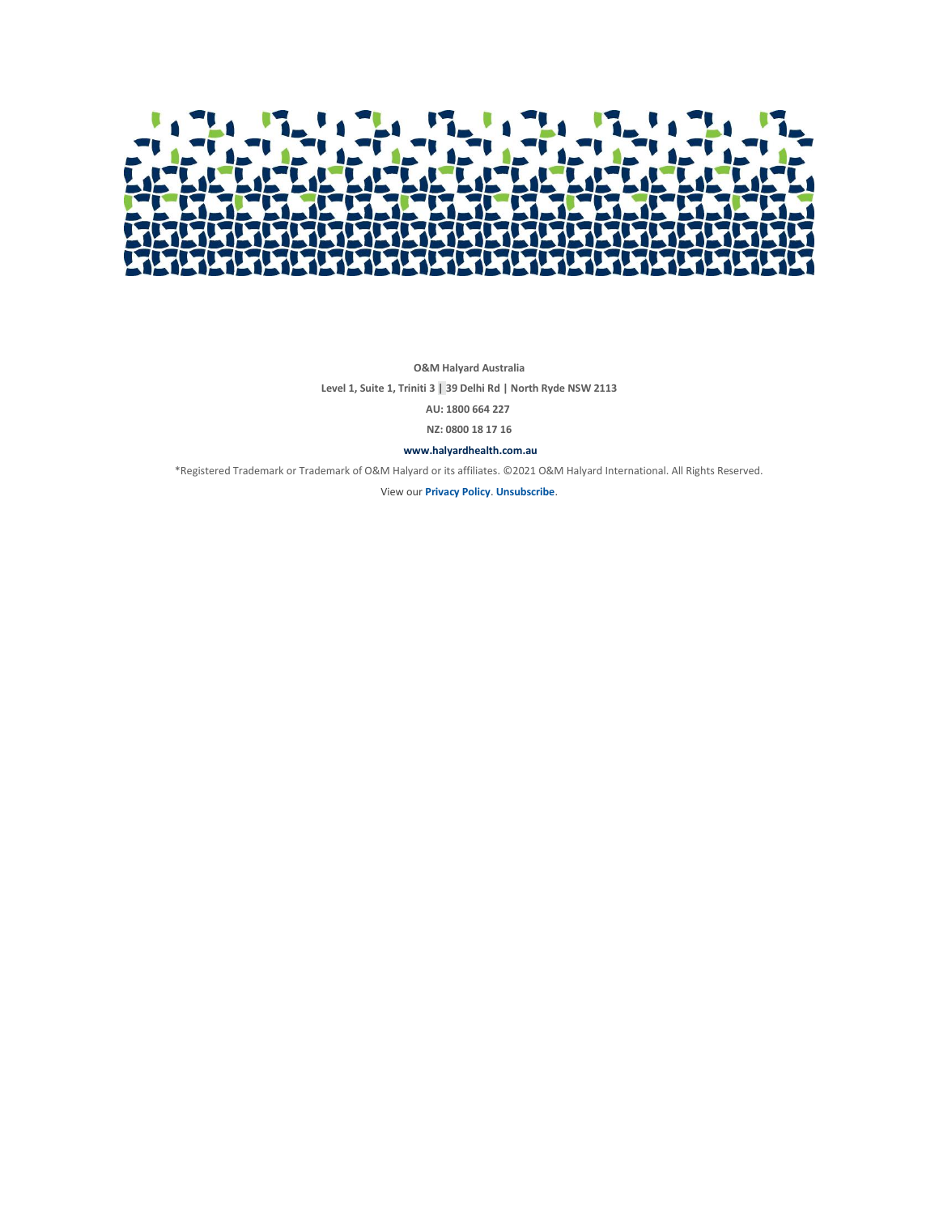**O&M Halyard Australia**

**Level 1, Suite 1, Triniti 3 | 39 Delhi Rd | North Ryde NSW 2113**

**AU: 1800 664 227**

**NZ: 0800 18 17 16**

**www.halyardhealth.com.au**

*Registered Trademark or Trademark of O&M Halyard or its affiliates. ©2021 O&M Halyard International. All Rights Reserved.

View our **Privacy Policy**. **Unsubscribe**.